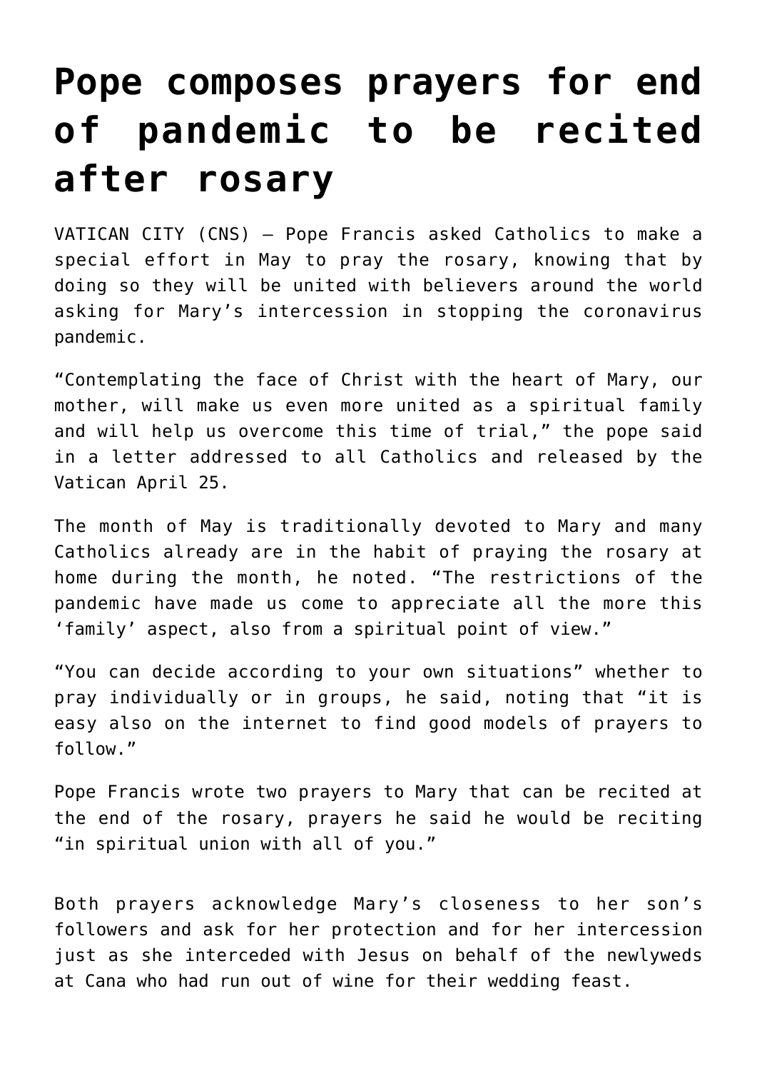# Pope composes prayers for end of pandemic to be recited after rosary

VATICAN CITY (CNS) — Pope Francis asked Catholics to make a special effort in May to pray the rosary, knowing that by doing so they will be united with believers around the world asking for Mary's intercession in stopping the coronavirus pandemic.

"Contemplating the face of Christ with the heart of Mary, our mother, will make us even more united as a spiritual family and will help us overcome this time of trial," the pope said in a letter addressed to all Catholics and released by the Vatican April 25.

The month of May is traditionally devoted to Mary and many Catholics already are in the habit of praying the rosary at home during the month, he noted. "The restrictions of the pandemic have made us come to appreciate all the more this 'family' aspect, also from a spiritual point of view."

"You can decide according to your own situations" whether to pray individually or in groups, he said, noting that "it is easy also on the internet to find good models of prayers to follow."

Pope Francis wrote two prayers to Mary that can be recited at the end of the rosary, prayers he said he would be reciting "in spiritual union with all of you."

Both prayers acknowledge Mary's closeness to her son's followers and ask for her protection and for her intercession just as she interceded with Jesus on behalf of the newlyweds at Cana who had run out of wine for their wedding feast.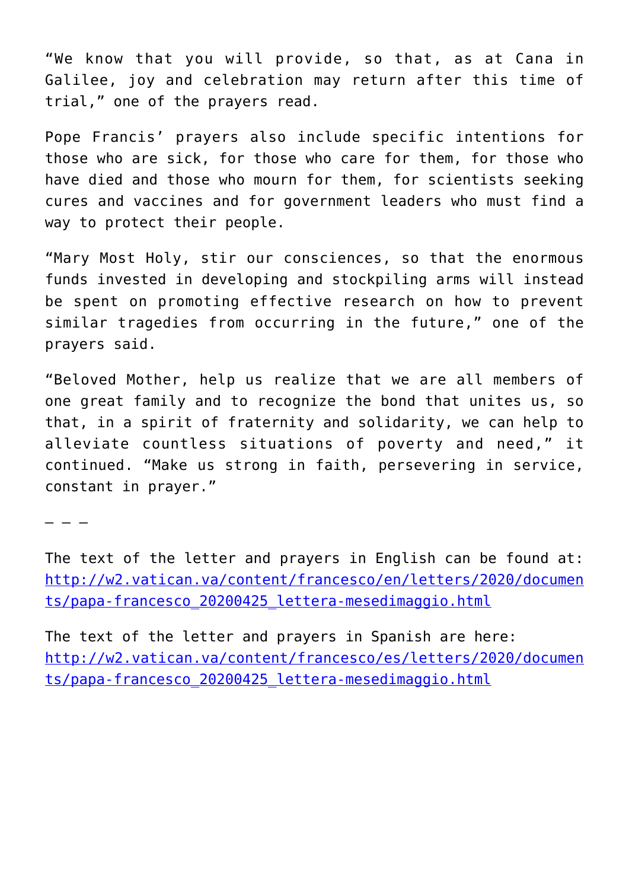"We know that you will provide, so that, as at Cana in Galilee, joy and celebration may return after this time of trial," one of the prayers read.

Pope Francis' prayers also include specific intentions for those who are sick, for those who care for them, for those who have died and those who mourn for them, for scientists seeking cures and vaccines and for government leaders who must find a way to protect their people.

"Mary Most Holy, stir our consciences, so that the enormous funds invested in developing and stockpiling arms will instead be spent on promoting effective research on how to prevent similar tragedies from occurring in the future," one of the prayers said.

"Beloved Mother, help us realize that we are all members of one great family and to recognize the bond that unites us, so that, in a spirit of fraternity and solidarity, we can help to alleviate countless situations of poverty and need," it continued. "Make us strong in faith, persevering in service, constant in prayer."

— — —

The text of the letter and prayers in English can be found at: [http://w2.vatican.va/content/francesco/en/letters/2020/documents/papa-francesco_20200425_lettera-mesedimaggio.html](http://w2.vatican.va/content/francesco/en/letters/2020/documents/papa-francesco_20200425_lettera-mesedimaggio.html)

The text of the letter and prayers in Spanish are here: [http://w2.vatican.va/content/francesco/es/letters/2020/documents/papa-francesco_20200425_lettera-mesedimaggio.html](http://w2.vatican.va/content/francesco/es/letters/2020/documents/papa-francesco_20200425_lettera-mesedimaggio.html)